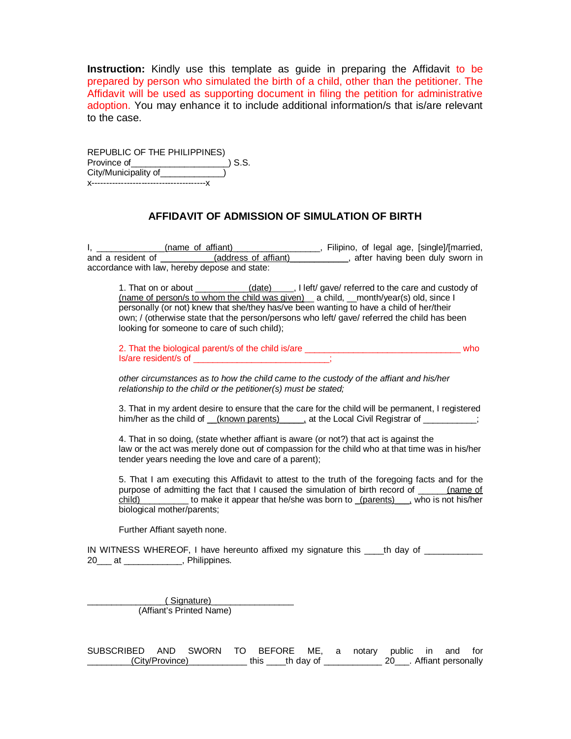**Instruction:** Kindly use this template as guide in preparing the Affidavit to be prepared by person who simulated the birth of a child, other than the petitioner. The Affidavit will be used as supporting document in filing the petition for administrative adoption. You may enhance it to include additional information/s that is/are relevant to the case.

REPUBLIC OF THE PHILIPPINES)
Province of___________________) S.S.
City/Municipality of____________)
x--------------------------------------x

### AFFIDAVIT OF ADMISSION OF SIMULATION OF BIRTH

I, ______________(name of affiant)_________________, Filipino, of legal age, [single]/[married, and a resident of ___________(address of affiant)____________, after having been duly sworn in accordance with law, hereby depose and state:

1. That on or about ___________(date)_____, I left/ gave/ referred to the care and custody of (name of person/s to whom the child was given)__ a child, __month/year(s) old, since I personally (or not) knew that she/they has/ve been wanting to have a child of her/their own; / (otherwise state that the person/persons who left/ gave/ referred the child has been looking for someone to care of such child);

2. That the biological parent/s of the child is/are _________________________________ who Is/are resident/s of ____________________________;

*other circumstances as to how the child came to the custody of the affiant and his/her relationship to the child or the petitioner(s) must be stated;*

3. That in my ardent desire to ensure that the care for the child will be permanent, I registered him/her as the child of __(known parents)_____, at the Local Civil Registrar of ___________;

4. That in so doing, (state whether affiant is aware (or not?) that act is against the law or the act was merely done out of compassion for the child who at that time was in his/her tender years needing the love and care of a parent);

5. That I am executing this Affidavit to attest to the truth of the foregoing facts and for the purpose of admitting the fact that I caused the simulation of birth record of ______(name of child)__________ to make it appear that he/she was born to _(parents)___, who is not his/her biological mother/parents;

Further Affiant sayeth none.

IN WITNESS WHEREOF, I have hereunto affixed my signature this ____th day of ____________ 20___ at ____________, Philippines.

________________( Signature)_________________
(Affiant's Printed Name)

SUBSCRIBED AND SWORN TO BEFORE ME, a notary public in and for _________(City/Province)____________ this ____th day of ____________ 20___. Affiant personally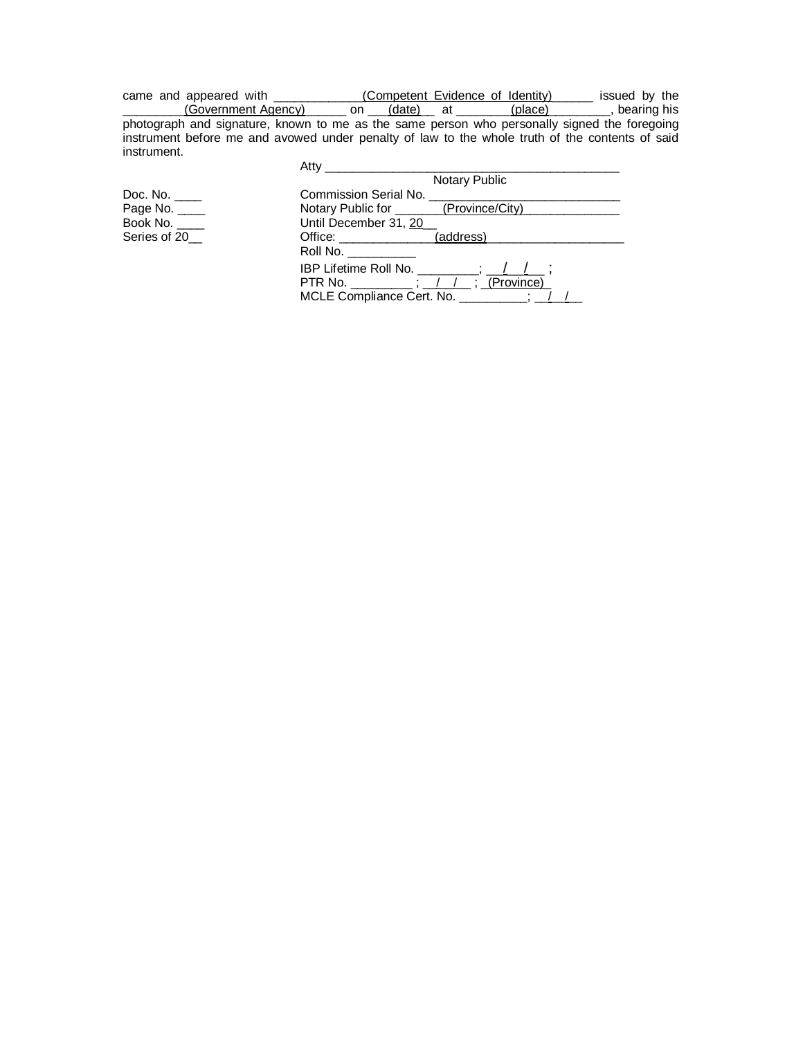came and appeared with _____________(Competent Evidence of Identity)______ issued by the _________(Government Agency)______ on ___(date)__ at ________(place)_________, bearing his photograph and signature, known to me as the same person who personally signed the foregoing instrument before me and avowed under penalty of law to the whole truth of the contents of said instrument.

Atty ____________________________________________
Notary Public

| | |
|---|---|
| Doc. No. ____ | Commission Serial No. ____________________________ |
| Page No. ____ | Notary Public for _______(Province/City)______________ |
| Book No. ____ | Until December 31, 20__ |
| Series of 20__ | Office: ______________(address)____________________ |
| | Roll No. __________ |
| | IBP Lifetime Roll No. _________; __/__/__ ; |
| | PTR No. _________ ; __/__/__ ; _(Province)_ |
| | MCLE Compliance Cert. No. __________; __/__/__ |